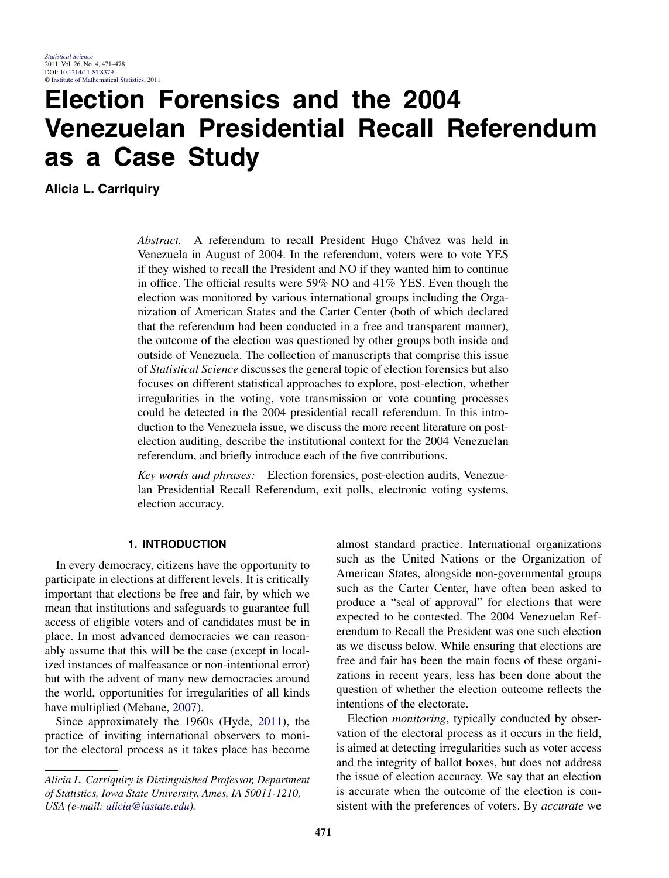# Election Forensics and the 2004 Venezuelan Presidential Recall Referendum as a Case Study

**Alicia L. Carriquiry**

*Abstract.* A referendum to recall President Hugo Chávez was held in Venezuela in August of 2004. In the referendum, voters were to vote YES if they wished to recall the President and NO if they wanted him to continue in office. The official results were 59% NO and 41% YES. Even though the election was monitored by various international groups including the Organization of American States and the Carter Center (both of which declared that the referendum had been conducted in a free and transparent manner), the outcome of the election was questioned by other groups both inside and outside of Venezuela. The collection of manuscripts that comprise this issue of *Statistical Science* discusses the general topic of election forensics but also focuses on different statistical approaches to explore, post-election, whether irregularities in the voting, vote transmission or vote counting processes could be detected in the 2004 presidential recall referendum. In this introduction to the Venezuela issue, we discuss the more recent literature on post-election auditing, describe the institutional context for the 2004 Venezuelan referendum, and briefly introduce each of the five contributions.

*Key words and phrases:* Election forensics, post-election audits, Venezuelan Presidential Recall Referendum, exit polls, electronic voting systems, election accuracy.

## 1. INTRODUCTION

In every democracy, citizens have the opportunity to participate in elections at different levels. It is critically important that elections be free and fair, by which we mean that institutions and safeguards to guarantee full access of eligible voters and of candidates must be in place. In most advanced democracies we can reasonably assume that this will be the case (except in localized instances of malfeasance or non-intentional error) but with the advent of many new democracies around the world, opportunities for irregularities of all kinds have multiplied (Mebane, 2007).

Since approximately the 1960s (Hyde, 2011), the practice of inviting international observers to monitor the electoral process as it takes place has become almost standard practice. International organizations such as the United Nations or the Organization of American States, alongside non-governmental groups such as the Carter Center, have often been asked to produce a "seal of approval" for elections that were expected to be contested. The 2004 Venezuelan Referendum to Recall the President was one such election as we discuss below. While ensuring that elections are free and fair has been the main focus of these organizations in recent years, less has been done about the question of whether the election outcome reflects the intentions of the electorate.

Election *monitoring*, typically conducted by observation of the electoral process as it occurs in the field, is aimed at detecting irregularities such as voter access and the integrity of ballot boxes, but does not address the issue of election accuracy. We say that an election is accurate when the outcome of the election is consistent with the preferences of voters. By *accurate* we

*Alicia L. Carriquiry is Distinguished Professor, Department of Statistics, Iowa State University, Ames, IA 50011-1210, USA (e-mail: alicia@iastate.edu).*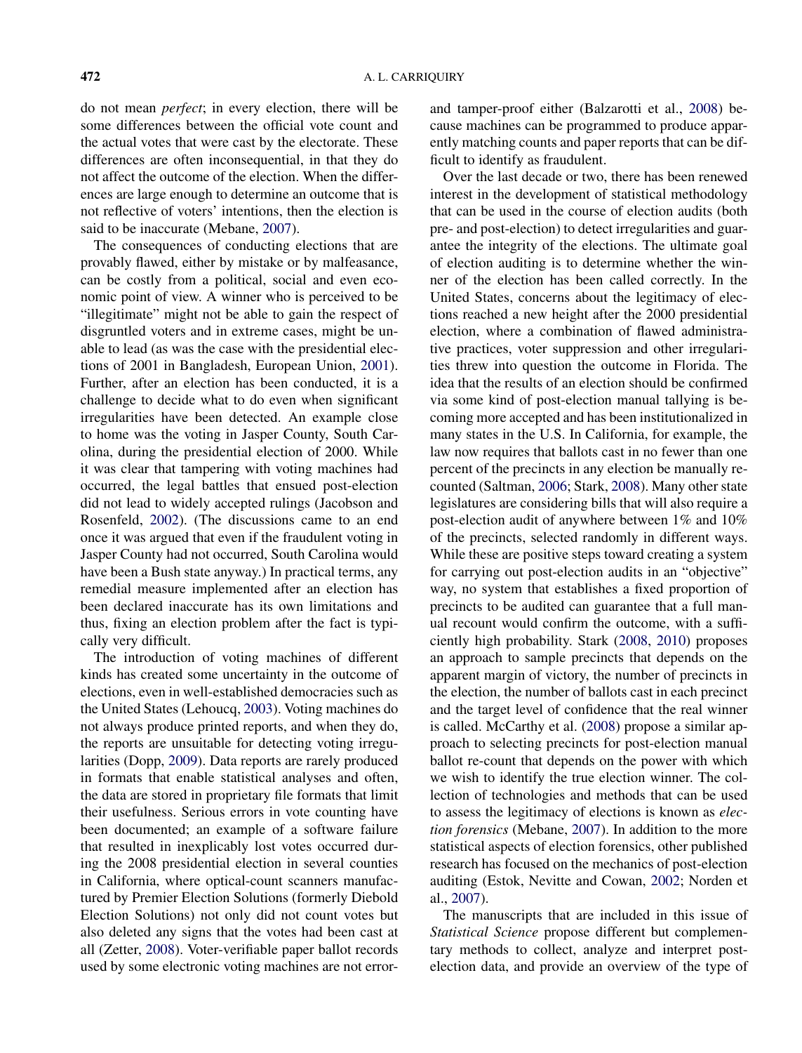do not mean *perfect*; in every election, there will be some differences between the official vote count and the actual votes that were cast by the electorate. These differences are often inconsequential, in that they do not affect the outcome of the election. When the differences are large enough to determine an outcome that is not reflective of voters' intentions, then the election is said to be inaccurate (Mebane, 2007).

The consequences of conducting elections that are provably flawed, either by mistake or by malfeasance, can be costly from a political, social and even economic point of view. A winner who is perceived to be "illegitimate" might not be able to gain the respect of disgruntled voters and in extreme cases, might be unable to lead (as was the case with the presidential elections of 2001 in Bangladesh, European Union, 2001). Further, after an election has been conducted, it is a challenge to decide what to do even when significant irregularities have been detected. An example close to home was the voting in Jasper County, South Carolina, during the presidential election of 2000. While it was clear that tampering with voting machines had occurred, the legal battles that ensued post-election did not lead to widely accepted rulings (Jacobson and Rosenfeld, 2002). (The discussions came to an end once it was argued that even if the fraudulent voting in Jasper County had not occurred, South Carolina would have been a Bush state anyway.) In practical terms, any remedial measure implemented after an election has been declared inaccurate has its own limitations and thus, fixing an election problem after the fact is typically very difficult.

The introduction of voting machines of different kinds has created some uncertainty in the outcome of elections, even in well-established democracies such as the United States (Lehoucq, 2003). Voting machines do not always produce printed reports, and when they do, the reports are unsuitable for detecting voting irregularities (Dopp, 2009). Data reports are rarely produced in formats that enable statistical analyses and often, the data are stored in proprietary file formats that limit their usefulness. Serious errors in vote counting have been documented; an example of a software failure that resulted in inexplicably lost votes occurred during the 2008 presidential election in several counties in California, where optical-count scanners manufactured by Premier Election Solutions (formerly Diebold Election Solutions) not only did not count votes but also deleted any signs that the votes had been cast at all (Zetter, 2008). Voter-verifiable paper ballot records used by some electronic voting machines are not error- and tamper-proof either (Balzarotti et al., 2008) because machines can be programmed to produce apparently matching counts and paper reports that can be difficult to identify as fraudulent.

Over the last decade or two, there has been renewed interest in the development of statistical methodology that can be used in the course of election audits (both pre- and post-election) to detect irregularities and guarantee the integrity of the elections. The ultimate goal of election auditing is to determine whether the winner of the election has been called correctly. In the United States, concerns about the legitimacy of elections reached a new height after the 2000 presidential election, where a combination of flawed administrative practices, voter suppression and other irregularities threw into question the outcome in Florida. The idea that the results of an election should be confirmed via some kind of post-election manual tallying is becoming more accepted and has been institutionalized in many states in the U.S. In California, for example, the law now requires that ballots cast in no fewer than one percent of the precincts in any election be manually recounted (Saltman, 2006; Stark, 2008). Many other state legislatures are considering bills that will also require a post-election audit of anywhere between 1% and 10% of the precincts, selected randomly in different ways. While these are positive steps toward creating a system for carrying out post-election audits in an "objective" way, no system that establishes a fixed proportion of precincts to be audited can guarantee that a full manual recount would confirm the outcome, with a sufficiently high probability. Stark (2008, 2010) proposes an approach to sample precincts that depends on the apparent margin of victory, the number of precincts in the election, the number of ballots cast in each precinct and the target level of confidence that the real winner is called. McCarthy et al. (2008) propose a similar approach to selecting precincts for post-election manual ballot re-count that depends on the power with which we wish to identify the true election winner. The collection of technologies and methods that can be used to assess the legitimacy of elections is known as *election forensics* (Mebane, 2007). In addition to the more statistical aspects of election forensics, other published research has focused on the mechanics of post-election auditing (Estok, Nevitte and Cowan, 2002; Norden et al., 2007).

The manuscripts that are included in this issue of *Statistical Science* propose different but complementary methods to collect, analyze and interpret post-election data, and provide an overview of the type of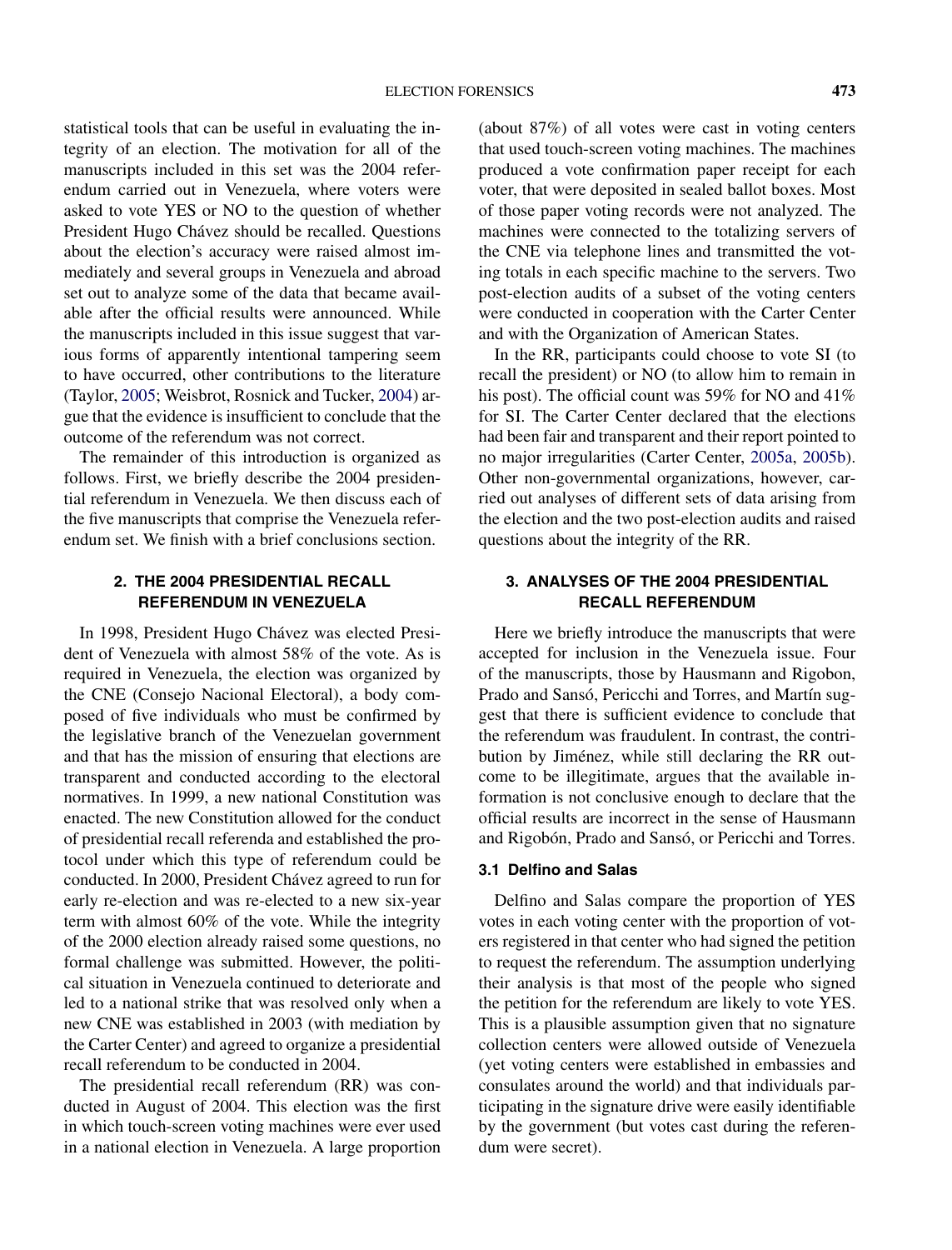statistical tools that can be useful in evaluating the integrity of an election. The motivation for all of the manuscripts included in this set was the 2004 referendum carried out in Venezuela, where voters were asked to vote YES or NO to the question of whether President Hugo Chávez should be recalled. Questions about the election's accuracy were raised almost immediately and several groups in Venezuela and abroad set out to analyze some of the data that became available after the official results were announced. While the manuscripts included in this issue suggest that various forms of apparently intentional tampering seem to have occurred, other contributions to the literature (Taylor, 2005; Weisbrot, Rosnick and Tucker, 2004) argue that the evidence is insufficient to conclude that the outcome of the referendum was not correct.

The remainder of this introduction is organized as follows. First, we briefly describe the 2004 presidential referendum in Venezuela. We then discuss each of the five manuscripts that comprise the Venezuela referendum set. We finish with a brief conclusions section.

## 2. THE 2004 PRESIDENTIAL RECALL REFERENDUM IN VENEZUELA

In 1998, President Hugo Chávez was elected President of Venezuela with almost 58% of the vote. As is required in Venezuela, the election was organized by the CNE (Consejo Nacional Electoral), a body composed of five individuals who must be confirmed by the legislative branch of the Venezuelan government and that has the mission of ensuring that elections are transparent and conducted according to the electoral normatives. In 1999, a new national Constitution was enacted. The new Constitution allowed for the conduct of presidential recall referenda and established the protocol under which this type of referendum could be conducted. In 2000, President Chávez agreed to run for early re-election and was re-elected to a new six-year term with almost 60% of the vote. While the integrity of the 2000 election already raised some questions, no formal challenge was submitted. However, the political situation in Venezuela continued to deteriorate and led to a national strike that was resolved only when a new CNE was established in 2003 (with mediation by the Carter Center) and agreed to organize a presidential recall referendum to be conducted in 2004.

The presidential recall referendum (RR) was conducted in August of 2004. This election was the first in which touch-screen voting machines were ever used in a national election in Venezuela. A large proportion (about 87%) of all votes were cast in voting centers that used touch-screen voting machines. The machines produced a vote confirmation paper receipt for each voter, that were deposited in sealed ballot boxes. Most of those paper voting records were not analyzed. The machines were connected to the totalizing servers of the CNE via telephone lines and transmitted the voting totals in each specific machine to the servers. Two post-election audits of a subset of the voting centers were conducted in cooperation with the Carter Center and with the Organization of American States.

In the RR, participants could choose to vote SI (to recall the president) or NO (to allow him to remain in his post). The official count was 59% for NO and 41% for SI. The Carter Center declared that the elections had been fair and transparent and their report pointed to no major irregularities (Carter Center, 2005a, 2005b). Other non-governmental organizations, however, carried out analyses of different sets of data arising from the election and the two post-election audits and raised questions about the integrity of the RR.

## 3. ANALYSES OF THE 2004 PRESIDENTIAL RECALL REFERENDUM

Here we briefly introduce the manuscripts that were accepted for inclusion in the Venezuela issue. Four of the manuscripts, those by Hausmann and Rigobon, Prado and Sansó, Pericchi and Torres, and Martín suggest that there is sufficient evidence to conclude that the referendum was fraudulent. In contrast, the contribution by Jiménez, while still declaring the RR outcome to be illegitimate, argues that the available information is not conclusive enough to declare that the official results are incorrect in the sense of Hausmann and Rigobón, Prado and Sansó, or Pericchi and Torres.

### 3.1 Delfino and Salas

Delfino and Salas compare the proportion of YES votes in each voting center with the proportion of voters registered in that center who had signed the petition to request the referendum. The assumption underlying their analysis is that most of the people who signed the petition for the referendum are likely to vote YES. This is a plausible assumption given that no signature collection centers were allowed outside of Venezuela (yet voting centers were established in embassies and consulates around the world) and that individuals participating in the signature drive were easily identifiable by the government (but votes cast during the referendum were secret).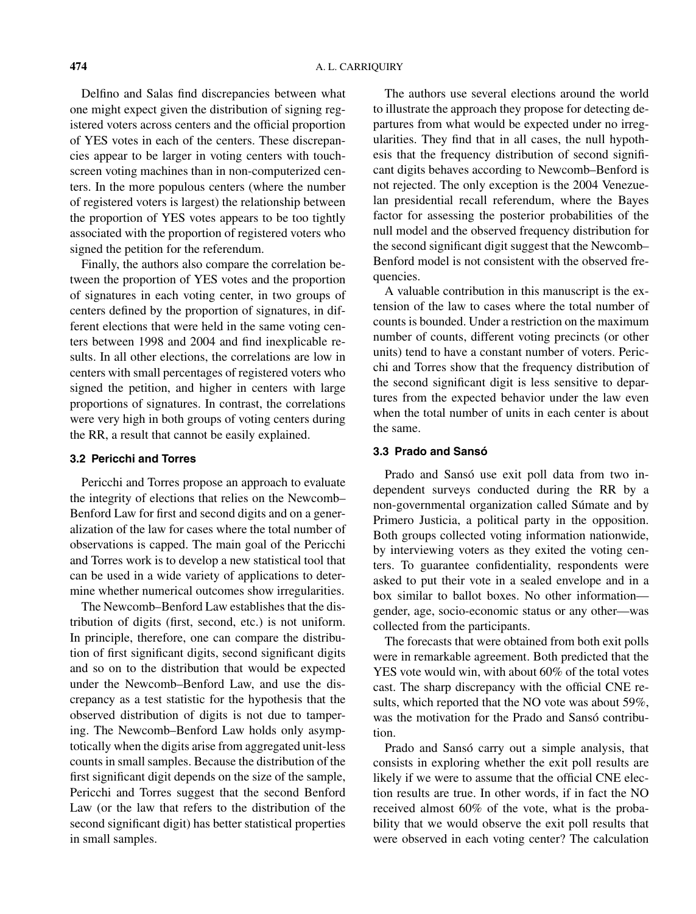Delfino and Salas find discrepancies between what one might expect given the distribution of signing registered voters across centers and the official proportion of YES votes in each of the centers. These discrepancies appear to be larger in voting centers with touch-screen voting machines than in non-computerized centers. In the more populous centers (where the number of registered voters is largest) the relationship between the proportion of YES votes appears to be too tightly associated with the proportion of registered voters who signed the petition for the referendum.

Finally, the authors also compare the correlation between the proportion of YES votes and the proportion of signatures in each voting center, in two groups of centers defined by the proportion of signatures, in different elections that were held in the same voting centers between 1998 and 2004 and find inexplicable results. In all other elections, the correlations are low in centers with small percentages of registered voters who signed the petition, and higher in centers with large proportions of signatures. In contrast, the correlations were very high in both groups of voting centers during the RR, a result that cannot be easily explained.

### 3.2 Pericchi and Torres

Pericchi and Torres propose an approach to evaluate the integrity of elections that relies on the Newcomb–Benford Law for first and second digits and on a generalization of the law for cases where the total number of observations is capped. The main goal of the Pericchi and Torres work is to develop a new statistical tool that can be used in a wide variety of applications to determine whether numerical outcomes show irregularities.

The Newcomb–Benford Law establishes that the distribution of digits (first, second, etc.) is not uniform. In principle, therefore, one can compare the distribution of first significant digits, second significant digits and so on to the distribution that would be expected under the Newcomb–Benford Law, and use the discrepancy as a test statistic for the hypothesis that the observed distribution of digits is not due to tampering. The Newcomb–Benford Law holds only asymptotically when the digits arise from aggregated unit-less counts in small samples. Because the distribution of the first significant digit depends on the size of the sample, Pericchi and Torres suggest that the second Benford Law (or the law that refers to the distribution of the second significant digit) has better statistical properties in small samples.

The authors use several elections around the world to illustrate the approach they propose for detecting departures from what would be expected under no irregularities. They find that in all cases, the null hypothesis that the frequency distribution of second significant digits behaves according to Newcomb–Benford is not rejected. The only exception is the 2004 Venezuelan presidential recall referendum, where the Bayes factor for assessing the posterior probabilities of the null model and the observed frequency distribution for the second significant digit suggest that the Newcomb–Benford model is not consistent with the observed frequencies.

A valuable contribution in this manuscript is the extension of the law to cases where the total number of counts is bounded. Under a restriction on the maximum number of counts, different voting precincts (or other units) tend to have a constant number of voters. Pericchi and Torres show that the frequency distribution of the second significant digit is less sensitive to departures from the expected behavior under the law even when the total number of units in each center is about the same.

### 3.3 Prado and Sansó

Prado and Sansó use exit poll data from two independent surveys conducted during the RR by a non-governmental organization called Súmate and by Primero Justicia, a political party in the opposition. Both groups collected voting information nationwide, by interviewing voters as they exited the voting centers. To guarantee confidentiality, respondents were asked to put their vote in a sealed envelope and in a box similar to ballot boxes. No other information—gender, age, socio-economic status or any other—was collected from the participants.

The forecasts that were obtained from both exit polls were in remarkable agreement. Both predicted that the YES vote would win, with about 60% of the total votes cast. The sharp discrepancy with the official CNE results, which reported that the NO vote was about 59%, was the motivation for the Prado and Sansó contribution.

Prado and Sansó carry out a simple analysis, that consists in exploring whether the exit poll results are likely if we were to assume that the official CNE election results are true. In other words, if in fact the NO received almost 60% of the vote, what is the probability that we would observe the exit poll results that were observed in each voting center? The calculation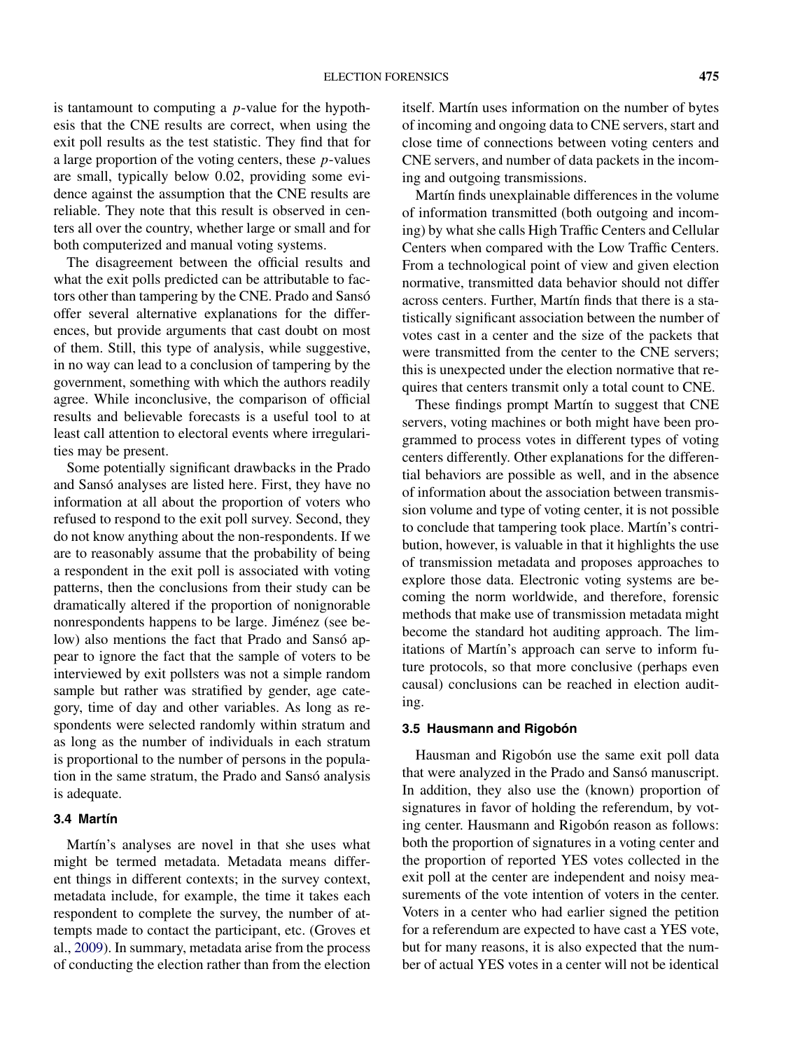is tantamount to computing a $p$-value for the hypothesis that the CNE results are correct, when using the exit poll results as the test statistic. They find that for a large proportion of the voting centers, these $p$-values are small, typically below 0.02, providing some evidence against the assumption that the CNE results are reliable. They note that this result is observed in centers all over the country, whether large or small and for both computerized and manual voting systems.

The disagreement between the official results and what the exit polls predicted can be attributable to factors other than tampering by the CNE. Prado and Sansó offer several alternative explanations for the differences, but provide arguments that cast doubt on most of them. Still, this type of analysis, while suggestive, in no way can lead to a conclusion of tampering by the government, something with which the authors readily agree. While inconclusive, the comparison of official results and believable forecasts is a useful tool to at least call attention to electoral events where irregularities may be present.

Some potentially significant drawbacks in the Prado and Sansó analyses are listed here. First, they have no information at all about the proportion of voters who refused to respond to the exit poll survey. Second, they do not know anything about the non-respondents. If we are to reasonably assume that the probability of being a respondent in the exit poll is associated with voting patterns, then the conclusions from their study can be dramatically altered if the proportion of nonignorable nonrespondents happens to be large. Jiménez (see below) also mentions the fact that Prado and Sansó appear to ignore the fact that the sample of voters to be interviewed by exit pollsters was not a simple random sample but rather was stratified by gender, age category, time of day and other variables. As long as respondents were selected randomly within stratum and as long as the number of individuals in each stratum is proportional to the number of persons in the population in the same stratum, the Prado and Sansó analysis is adequate.

### 3.4 Martín

Martín's analyses are novel in that she uses what might be termed metadata. Metadata means different things in different contexts; in the survey context, metadata include, for example, the time it takes each respondent to complete the survey, the number of attempts made to contact the participant, etc. (Groves et al., 2009). In summary, metadata arise from the process of conducting the election rather than from the election itself. Martín uses information on the number of bytes of incoming and ongoing data to CNE servers, start and close time of connections between voting centers and CNE servers, and number of data packets in the incoming and outgoing transmissions.

Martín finds unexplainable differences in the volume of information transmitted (both outgoing and incoming) by what she calls High Traffic Centers and Cellular Centers when compared with the Low Traffic Centers. From a technological point of view and given election normative, transmitted data behavior should not differ across centers. Further, Martín finds that there is a statistically significant association between the number of votes cast in a center and the size of the packets that were transmitted from the center to the CNE servers; this is unexpected under the election normative that requires that centers transmit only a total count to CNE.

These findings prompt Martín to suggest that CNE servers, voting machines or both might have been programmed to process votes in different types of voting centers differently. Other explanations for the differential behaviors are possible as well, and in the absence of information about the association between transmission volume and type of voting center, it is not possible to conclude that tampering took place. Martín's contribution, however, is valuable in that it highlights the use of transmission metadata and proposes approaches to explore those data. Electronic voting systems are becoming the norm worldwide, and therefore, forensic methods that make use of transmission metadata might become the standard hot auditing approach. The limitations of Martín's approach can serve to inform future protocols, so that more conclusive (perhaps even causal) conclusions can be reached in election auditing.

### 3.5 Hausmann and Rigobón

Hausman and Rigobón use the same exit poll data that were analyzed in the Prado and Sansó manuscript. In addition, they also use the (known) proportion of signatures in favor of holding the referendum, by voting center. Hausmann and Rigobón reason as follows: both the proportion of signatures in a voting center and the proportion of reported YES votes collected in the exit poll at the center are independent and noisy measurements of the vote intention of voters in the center. Voters in a center who had earlier signed the petition for a referendum are expected to have cast a YES vote, but for many reasons, it is also expected that the number of actual YES votes in a center will not be identical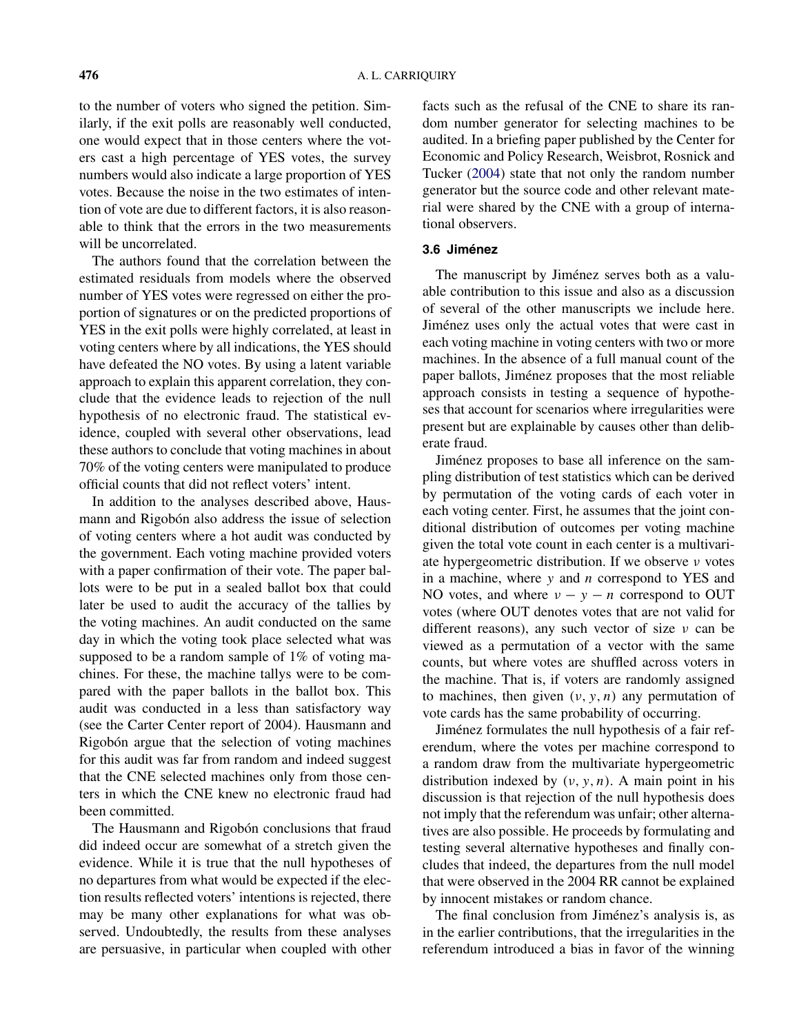to the number of voters who signed the petition. Similarly, if the exit polls are reasonably well conducted, one would expect that in those centers where the voters cast a high percentage of YES votes, the survey numbers would also indicate a large proportion of YES votes. Because the noise in the two estimates of intention of vote are due to different factors, it is also reasonable to think that the errors in the two measurements will be uncorrelated.

The authors found that the correlation between the estimated residuals from models where the observed number of YES votes were regressed on either the proportion of signatures or on the predicted proportions of YES in the exit polls were highly correlated, at least in voting centers where by all indications, the YES should have defeated the NO votes. By using a latent variable approach to explain this apparent correlation, they conclude that the evidence leads to rejection of the null hypothesis of no electronic fraud. The statistical evidence, coupled with several other observations, lead these authors to conclude that voting machines in about 70% of the voting centers were manipulated to produce official counts that did not reflect voters' intent.

In addition to the analyses described above, Hausmann and Rigobón also address the issue of selection of voting centers where a hot audit was conducted by the government. Each voting machine provided voters with a paper confirmation of their vote. The paper ballots were to be put in a sealed ballot box that could later be used to audit the accuracy of the tallies by the voting machines. An audit conducted on the same day in which the voting took place selected what was supposed to be a random sample of 1% of voting machines. For these, the machine tallys were to be compared with the paper ballots in the ballot box. This audit was conducted in a less than satisfactory way (see the Carter Center report of 2004). Hausmann and Rigobón argue that the selection of voting machines for this audit was far from random and indeed suggest that the CNE selected machines only from those centers in which the CNE knew no electronic fraud had been committed.

The Hausmann and Rigobón conclusions that fraud did indeed occur are somewhat of a stretch given the evidence. While it is true that the null hypotheses of no departures from what would be expected if the election results reflected voters' intentions is rejected, there may be many other explanations for what was observed. Undoubtedly, the results from these analyses are persuasive, in particular when coupled with other facts such as the refusal of the CNE to share its random number generator for selecting machines to be audited. In a briefing paper published by the Center for Economic and Policy Research, Weisbrot, Rosnick and Tucker (2004) state that not only the random number generator but the source code and other relevant material were shared by the CNE with a group of international observers.

### 3.6 Jiménez

The manuscript by Jiménez serves both as a valuable contribution to this issue and also as a discussion of several of the other manuscripts we include here. Jiménez uses only the actual votes that were cast in each voting machine in voting centers with two or more machines. In the absence of a full manual count of the paper ballots, Jiménez proposes that the most reliable approach consists in testing a sequence of hypotheses that account for scenarios where irregularities were present but are explainable by causes other than deliberate fraud.

Jiménez proposes to base all inference on the sampling distribution of test statistics which can be derived by permutation of the voting cards of each voter in each voting center. First, he assumes that the joint conditional distribution of outcomes per voting machine given the total vote count in each center is a multivariate hypergeometric distribution. If we observe $\nu$ votes in a machine, where $y$ and $n$ correspond to YES and NO votes, and where $\nu - y - n$ correspond to OUT votes (where OUT denotes votes that are not valid for different reasons), any such vector of size $\nu$ can be viewed as a permutation of a vector with the same counts, but where votes are shuffled across voters in the machine. That is, if voters are randomly assigned to machines, then given $(\nu, y, n)$ any permutation of vote cards has the same probability of occurring.

Jiménez formulates the null hypothesis of a fair referendum, where the votes per machine correspond to a random draw from the multivariate hypergeometric distribution indexed by $(\nu, y, n)$. A main point in his discussion is that rejection of the null hypothesis does not imply that the referendum was unfair; other alternatives are also possible. He proceeds by formulating and testing several alternative hypotheses and finally concludes that indeed, the departures from the null model that were observed in the 2004 RR cannot be explained by innocent mistakes or random chance.

The final conclusion from Jiménez's analysis is, as in the earlier contributions, that the irregularities in the referendum introduced a bias in favor of the winning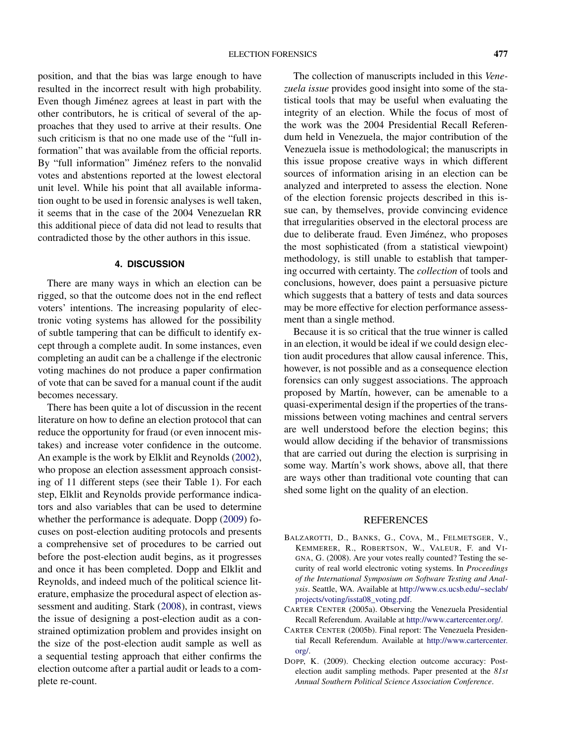position, and that the bias was large enough to have resulted in the incorrect result with high probability. Even though Jiménez agrees at least in part with the other contributors, he is critical of several of the approaches that they used to arrive at their results. One such criticism is that no one made use of the "full information" that was available from the official reports. By "full information" Jiménez refers to the nonvalid votes and abstentions reported at the lowest electoral unit level. While his point that all available information ought to be used in forensic analyses is well taken, it seems that in the case of the 2004 Venezuelan RR this additional piece of data did not lead to results that contradicted those by the other authors in this issue.

## 4. DISCUSSION

There are many ways in which an election can be rigged, so that the outcome does not in the end reflect voters' intentions. The increasing popularity of electronic voting systems has allowed for the possibility of subtle tampering that can be difficult to identify except through a complete audit. In some instances, even completing an audit can be a challenge if the electronic voting machines do not produce a paper confirmation of vote that can be saved for a manual count if the audit becomes necessary.

There has been quite a lot of discussion in the recent literature on how to define an election protocol that can reduce the opportunity for fraud (or even innocent mistakes) and increase voter confidence in the outcome. An example is the work by Elklit and Reynolds (2002), who propose an election assessment approach consisting of 11 different steps (see their Table 1). For each step, Elklit and Reynolds provide performance indicators and also variables that can be used to determine whether the performance is adequate. Dopp (2009) focuses on post-election auditing protocols and presents a comprehensive set of procedures to be carried out before the post-election audit begins, as it progresses and once it has been completed. Dopp and Elklit and Reynolds, and indeed much of the political science literature, emphasize the procedural aspect of election assessment and auditing. Stark (2008), in contrast, views the issue of designing a post-election audit as a constrained optimization problem and provides insight on the size of the post-election audit sample as well as a sequential testing approach that either confirms the election outcome after a partial audit or leads to a complete re-count.

The collection of manuscripts included in this *Venezuela issue* provides good insight into some of the statistical tools that may be useful when evaluating the integrity of an election. While the focus of most of the work was the 2004 Presidential Recall Referendum held in Venezuela, the major contribution of the Venezuela issue is methodological; the manuscripts in this issue propose creative ways in which different sources of information arising in an election can be analyzed and interpreted to assess the election. None of the election forensic projects described in this issue can, by themselves, provide convincing evidence that irregularities observed in the electoral process are due to deliberate fraud. Even Jiménez, who proposes the most sophisticated (from a statistical viewpoint) methodology, is still unable to establish that tampering occurred with certainty. The *collection* of tools and conclusions, however, does paint a persuasive picture which suggests that a battery of tests and data sources may be more effective for election performance assessment than a single method.

Because it is so critical that the true winner is called in an election, it would be ideal if we could design election audit procedures that allow causal inference. This, however, is not possible and as a consequence election forensics can only suggest associations. The approach proposed by Martín, however, can be amenable to a quasi-experimental design if the properties of the transmissions between voting machines and central servers are well understood before the election begins; this would allow deciding if the behavior of transmissions that are carried out during the election is surprising in some way. Martín's work shows, above all, that there are ways other than traditional vote counting that can shed some light on the quality of an election.

## REFERENCES

BALZAROTTI, D., BANKS, G., COVA, M., FELMETSGER, V., KEMMERER, R., ROBERTSON, W., VALEUR, F. and VIGNA, G. (2008). Are your votes really counted? Testing the security of real world electronic voting systems. In *Proceedings of the International Symposium on Software Testing and Analysis*. Seattle, WA. Available at http://www.cs.ucsb.edu/~seclab/projects/voting/issta08_voting.pdf.

CARTER CENTER (2005a). Observing the Venezuela Presidential Recall Referendum. Available at http://www.cartercenter.org/.

CARTER CENTER (2005b). Final report: The Venezuela Presidential Recall Referendum. Available at http://www.cartercenter.org/.

DOPP, K. (2009). Checking election outcome accuracy: Post-election audit sampling methods. Paper presented at the *81st Annual Southern Political Science Association Conference*.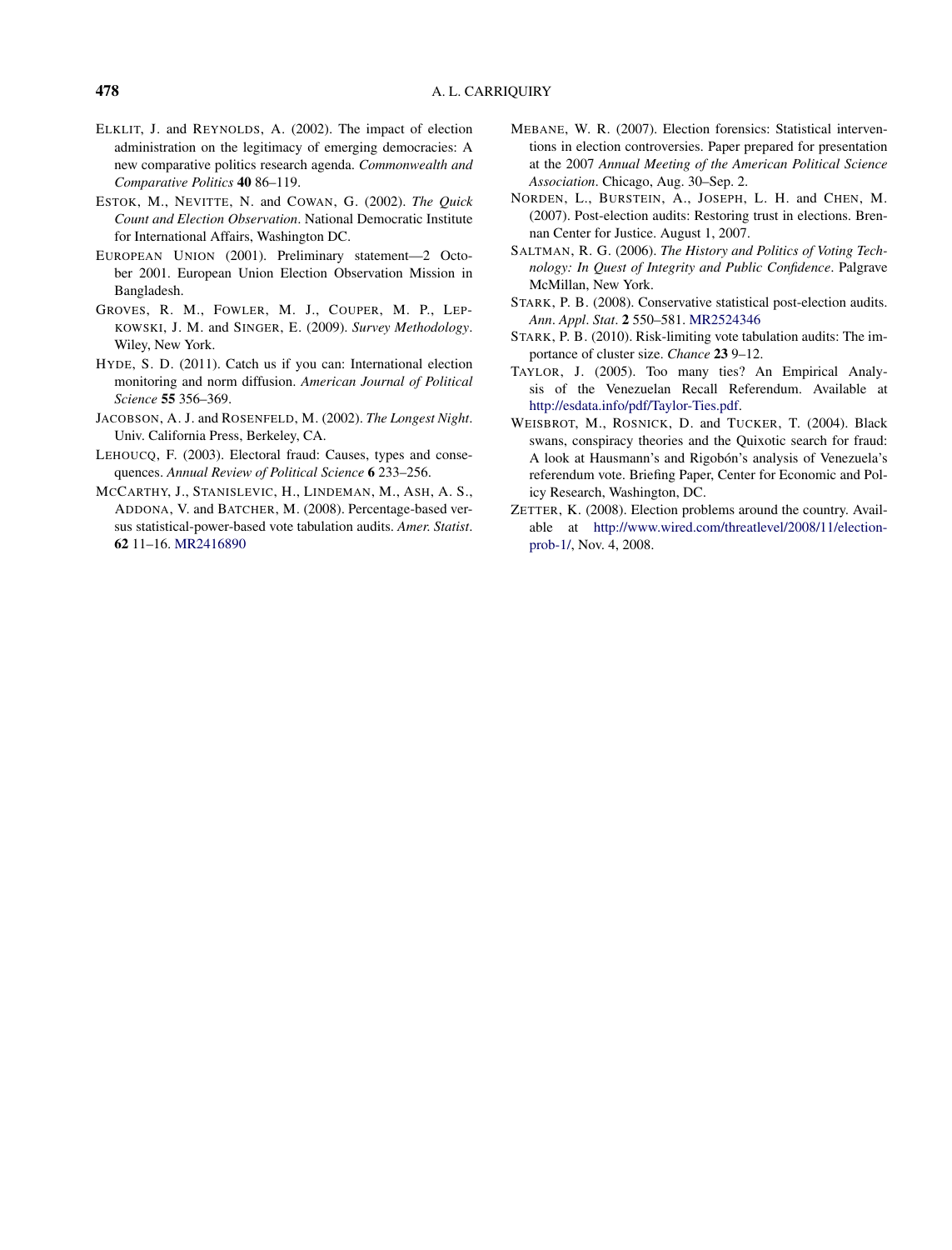ELKLIT, J. and REYNOLDS, A. (2002). The impact of election administration on the legitimacy of emerging democracies: A new comparative politics research agenda. *Commonwealth and Comparative Politics* **40** 86–119.

ESTOK, M., NEVITTE, N. and COWAN, G. (2002). *The Quick Count and Election Observation*. National Democratic Institute for International Affairs, Washington DC.

EUROPEAN UNION (2001). Preliminary statement—2 October 2001. European Union Election Observation Mission in Bangladesh.

GROVES, R. M., FOWLER, M. J., COUPER, M. P., LEPKOWSKI, J. M. and SINGER, E. (2009). *Survey Methodology*. Wiley, New York.

HYDE, S. D. (2011). Catch us if you can: International election monitoring and norm diffusion. *American Journal of Political Science* **55** 356–369.

JACOBSON, A. J. and ROSENFELD, M. (2002). *The Longest Night*. Univ. California Press, Berkeley, CA.

LEHOUCQ, F. (2003). Electoral fraud: Causes, types and consequences. *Annual Review of Political Science* **6** 233–256.

MCCARTHY, J., STANISLEVIC, H., LINDEMAN, M., ASH, A. S., ADDONA, V. and BATCHER, M. (2008). Percentage-based versus statistical-power-based vote tabulation audits. *Amer. Statist*. **62** 11–16. MR2416890

MEBANE, W. R. (2007). Election forensics: Statistical interventions in election controversies. Paper prepared for presentation at the 2007 *Annual Meeting of the American Political Science Association*. Chicago, Aug. 30–Sep. 2.

NORDEN, L., BURSTEIN, A., JOSEPH, L. H. and CHEN, M. (2007). Post-election audits: Restoring trust in elections. Brennan Center for Justice. August 1, 2007.

SALTMAN, R. G. (2006). *The History and Politics of Voting Technology: In Quest of Integrity and Public Confidence*. Palgrave McMillan, New York.

STARK, P. B. (2008). Conservative statistical post-election audits. *Ann. Appl. Stat*. **2** 550–581. MR2524346

STARK, P. B. (2010). Risk-limiting vote tabulation audits: The importance of cluster size. *Chance* **23** 9–12.

TAYLOR, J. (2005). Too many ties? An Empirical Analysis of the Venezuelan Recall Referendum. Available at http://esdata.info/pdf/Taylor-Ties.pdf.

WEISBROT, M., ROSNICK, D. and TUCKER, T. (2004). Black swans, conspiracy theories and the Quixotic search for fraud: A look at Hausmann's and Rigobón's analysis of Venezuela's referendum vote. Briefing Paper, Center for Economic and Policy Research, Washington, DC.

ZETTER, K. (2008). Election problems around the country. Available at http://www.wired.com/threatlevel/2008/11/election-prob-1/, Nov. 4, 2008.